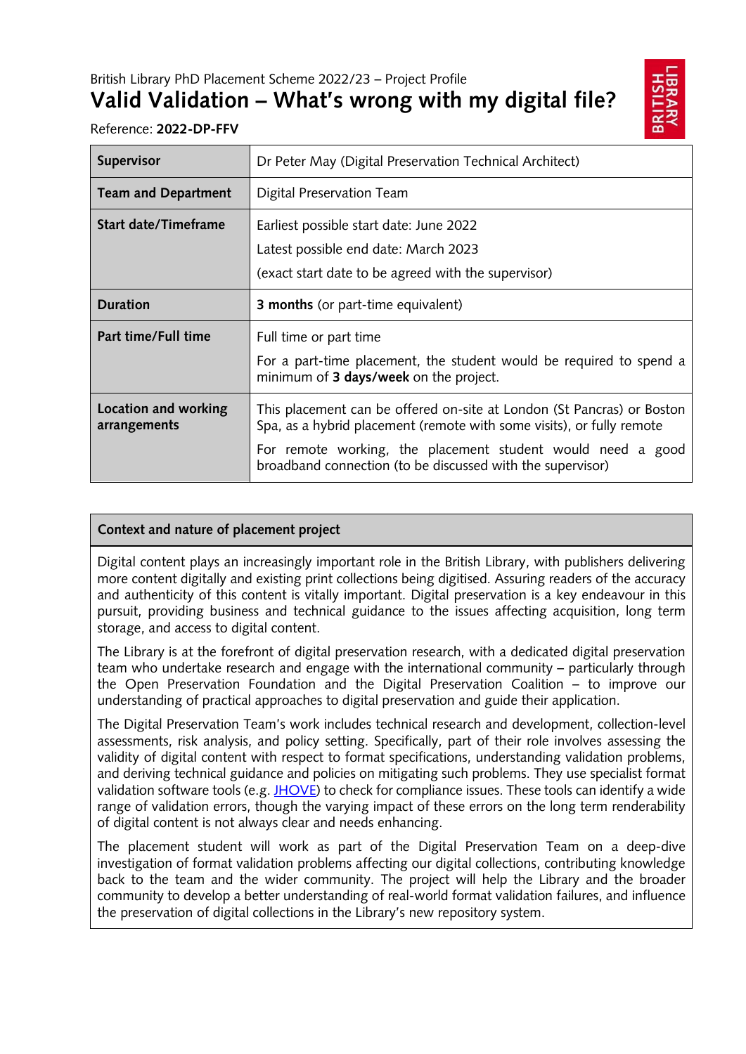British Library PhD Placement Scheme 2022/23 – Project Profile

# Valid Validation – What's wrong with my digital file?

Reference: **2022-DP-FFV**

| | |
|---|---|
| **Supervisor** | Dr Peter May (Digital Preservation Technical Architect) |
| **Team and Department** | Digital Preservation Team |
| **Start date/Timeframe** | Earliest possible start date: June 2022<br>Latest possible end date: March 2023<br>(exact start date to be agreed with the supervisor) |
| **Duration** | **3 months** (or part-time equivalent) |
| **Part time/Full time** | Full time or part time<br>For a part-time placement, the student would be required to spend a minimum of **3 days/week** on the project. |
| **Location and working arrangements** | This placement can be offered on-site at London (St Pancras) or Boston Spa, as a hybrid placement (remote with some visits), or fully remote<br>For remote working, the placement student would need a good broadband connection (to be discussed with the supervisor) |

## Context and nature of placement project

Digital content plays an increasingly important role in the British Library, with publishers delivering more content digitally and existing print collections being digitised. Assuring readers of the accuracy and authenticity of this content is vitally important. Digital preservation is a key endeavour in this pursuit, providing business and technical guidance to the issues affecting acquisition, long term storage, and access to digital content.

The Library is at the forefront of digital preservation research, with a dedicated digital preservation team who undertake research and engage with the international community – particularly through the Open Preservation Foundation and the Digital Preservation Coalition – to improve our understanding of practical approaches to digital preservation and guide their application.

The Digital Preservation Team's work includes technical research and development, collection-level assessments, risk analysis, and policy setting. Specifically, part of their role involves assessing the validity of digital content with respect to format specifications, understanding validation problems, and deriving technical guidance and policies on mitigating such problems. They use specialist format validation software tools (e.g. JHOVE) to check for compliance issues. These tools can identify a wide range of validation errors, though the varying impact of these errors on the long term renderability of digital content is not always clear and needs enhancing.

The placement student will work as part of the Digital Preservation Team on a deep-dive investigation of format validation problems affecting our digital collections, contributing knowledge back to the team and the wider community. The project will help the Library and the broader community to develop a better understanding of real-world format validation failures, and influence the preservation of digital collections in the Library's new repository system.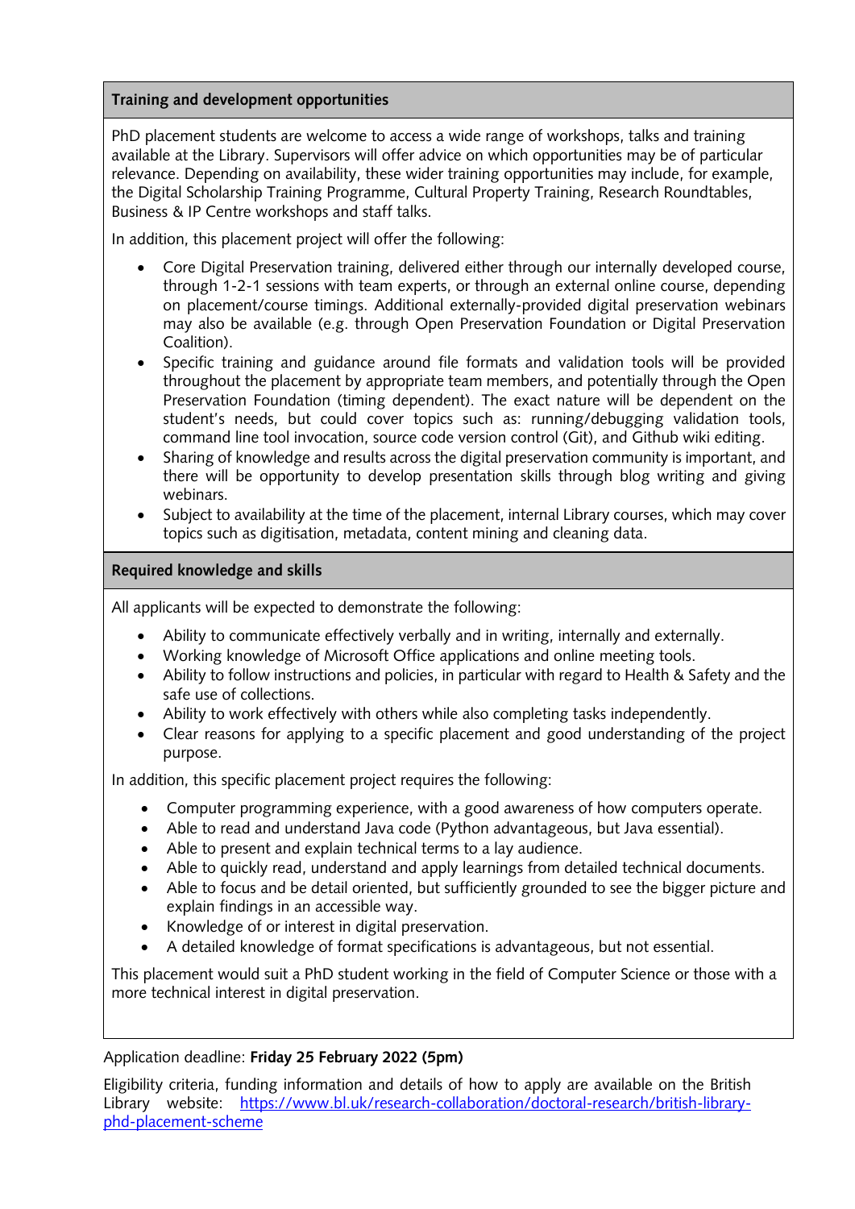## Training and development opportunities

PhD placement students are welcome to access a wide range of workshops, talks and training available at the Library. Supervisors will offer advice on which opportunities may be of particular relevance. Depending on availability, these wider training opportunities may include, for example, the Digital Scholarship Training Programme, Cultural Property Training, Research Roundtables, Business & IP Centre workshops and staff talks.

In addition, this placement project will offer the following:

- Core Digital Preservation training, delivered either through our internally developed course, through 1-2-1 sessions with team experts, or through an external online course, depending on placement/course timings. Additional externally-provided digital preservation webinars may also be available (e.g. through Open Preservation Foundation or Digital Preservation Coalition).
- Specific training and guidance around file formats and validation tools will be provided throughout the placement by appropriate team members, and potentially through the Open Preservation Foundation (timing dependent). The exact nature will be dependent on the student's needs, but could cover topics such as: running/debugging validation tools, command line tool invocation, source code version control (Git), and Github wiki editing.
- Sharing of knowledge and results across the digital preservation community is important, and there will be opportunity to develop presentation skills through blog writing and giving webinars.
- Subject to availability at the time of the placement, internal Library courses, which may cover topics such as digitisation, metadata, content mining and cleaning data.

## Required knowledge and skills

All applicants will be expected to demonstrate the following:

- Ability to communicate effectively verbally and in writing, internally and externally.
- Working knowledge of Microsoft Office applications and online meeting tools.
- Ability to follow instructions and policies, in particular with regard to Health & Safety and the safe use of collections.
- Ability to work effectively with others while also completing tasks independently.
- Clear reasons for applying to a specific placement and good understanding of the project purpose.

In addition, this specific placement project requires the following:

- Computer programming experience, with a good awareness of how computers operate.
- Able to read and understand Java code (Python advantageous, but Java essential).
- Able to present and explain technical terms to a lay audience.
- Able to quickly read, understand and apply learnings from detailed technical documents.
- Able to focus and be detail oriented, but sufficiently grounded to see the bigger picture and explain findings in an accessible way.
- Knowledge of or interest in digital preservation.
- A detailed knowledge of format specifications is advantageous, but not essential.

This placement would suit a PhD student working in the field of Computer Science or those with a more technical interest in digital preservation.

Application deadline: **Friday 25 February 2022 (5pm)**

Eligibility criteria, funding information and details of how to apply are available on the British Library website: https://www.bl.uk/research-collaboration/doctoral-research/british-library-phd-placement-scheme